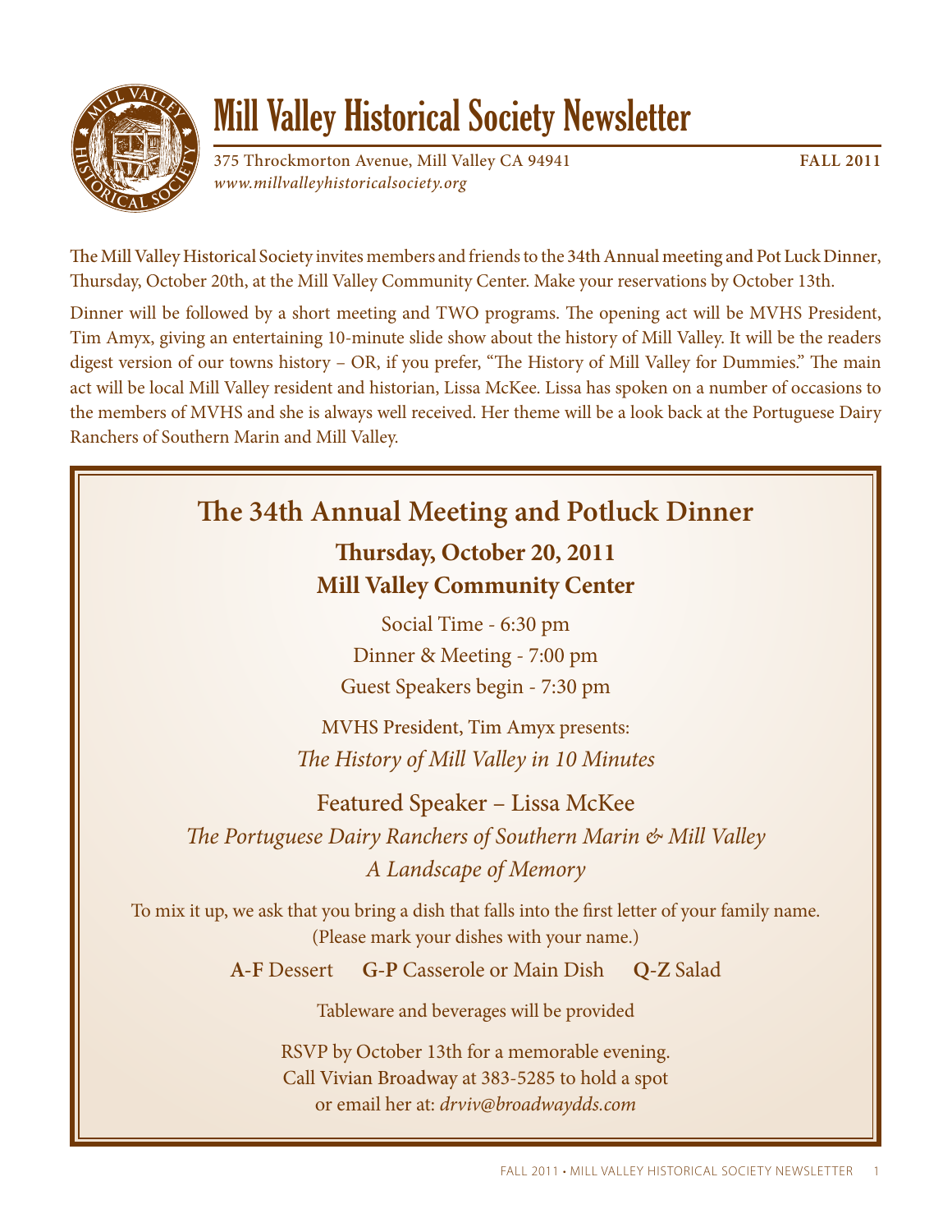# Mill Valley Historical Society Newsletter

375 Throckmorton Avenue, Mill Valley CA 94941 **FALL 2011**
*www.millvalleyhistoricalsociety.org*

The Mill Valley Historical Society invites members and friends to the 34th Annual meeting and Pot Luck Dinner, Thursday, October 20th, at the Mill Valley Community Center. Make your reservations by October 13th.

Dinner will be followed by a short meeting and TWO programs. The opening act will be MVHS President, Tim Amyx, giving an entertaining 10-minute slide show about the history of Mill Valley. It will be the readers digest version of our towns history – OR, if you prefer, "The History of Mill Valley for Dummies." The main act will be local Mill Valley resident and historian, Lissa McKee. Lissa has spoken on a number of occasions to the members of MVHS and she is always well received. Her theme will be a look back at the Portuguese Dairy Ranchers of Southern Marin and Mill Valley.

## The 34th Annual Meeting and Potluck Dinner

**Thursday, October 20, 2011**
**Mill Valley Community Center**

Social Time - 6:30 pm
Dinner & Meeting - 7:00 pm
Guest Speakers begin - 7:30 pm

MVHS President, Tim Amyx presents:
*The History of Mill Valley in 10 Minutes*

Featured Speaker – Lissa McKee
*The Portuguese Dairy Ranchers of Southern Marin & Mill Valley*
*A Landscape of Memory*

To mix it up, we ask that you bring a dish that falls into the first letter of your family name. (Please mark your dishes with your name.)

**A-F** Dessert **G-P** Casserole or Main Dish **Q-Z** Salad

Tableware and beverages will be provided

RSVP by October 13th for a memorable evening.
Call Vivian Broadway at 383-5285 to hold a spot
or email her at: *drviv@broadwaydds.com*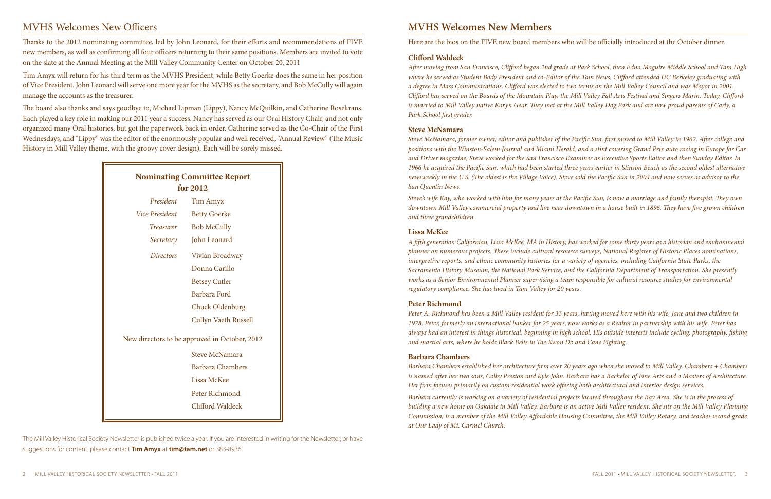## MVHS Welcomes New Officers

Thanks to the 2012 nominating committee, led by John Leonard, for their efforts and recommendations of FIVE new members, as well as confirming all four officers returning to their same positions. Members are invited to vote on the slate at the Annual Meeting at the Mill Valley Community Center on October 20, 2011

Tim Amyx will return for his third term as the MVHS President, while Betty Goerke does the same in her position of Vice President. John Leonard will serve one more year for the MVHS as the secretary, and Bob McCully will again manage the accounts as the treasurer.

The board also thanks and says goodbye to, Michael Lipman (Lippy), Nancy McQuilkin, and Catherine Rosekrans. Each played a key role in making our 2011 year a success. Nancy has served as our Oral History Chair, and not only organized many Oral histories, but got the paperwork back in order. Catherine served as the Co-Chair of the First Wednesdays, and "Lippy" was the editor of the enormously popular and well received, "Annual Review" (The Music History in Mill Valley theme, with the groovy cover design). Each will be sorely missed.

### Nominating Committee Report for 2012

| | |
|---|---|
| *President* | Tim Amyx |
| *Vice President* | Betty Goerke |
| *Treasurer* | Bob McCully |
| *Secretary* | John Leonard |
| *Directors* | Vivian Broadway |
| | Donna Carillo |
| | Betsey Cutler |
| | Barbara Ford |
| | Chuck Oldenburg |
| | Cullyn Vaeth Russell |

New directors to be approved in October, 2012

- Steve McNamara
- Barbara Chambers
- Lissa McKee
- Peter Richmond
- Clifford Waldeck

The Mill Valley Historical Society Newsletter is published twice a year. If you are interested in writing for the Newsletter, or have suggestions for content, please contact **Tim Amyx** at **tim@tam.net** or 383-8936

## MVHS Welcomes New Members

Here are the bios on the FIVE new board members who will be officially introduced at the October dinner.

### Clifford Waldeck

*After moving from San Francisco, Clifford began 2nd grade at Park School, then Edna Maguire Middle School and Tam High where he served as Student Body President and co-Editor of the Tam News. Clifford attended UC Berkeley graduating with a degree in Mass Communications. Clifford was elected to two terms on the Mill Valley Council and was Mayor in 2001. Clifford has served on the Boards of the Mountain Play, the Mill Valley Fall Arts Festival and Singers Marin. Today, Clifford is married to Mill Valley native Karyn Gear. They met at the Mill Valley Dog Park and are now proud parents of Carly, a Park School first grader.*

### Steve McNamara

*Steve McNamara, former owner, editor and publisher of the Pacific Sun, first moved to Mill Valley in 1962. After college and positions with the Winston-Salem Journal and Miami Herald, and a stint covering Grand Prix auto racing in Europe for Car and Driver magazine, Steve worked for the San Francisco Examiner as Executive Sports Editor and then Sunday Editor. In 1966 he acquired the Pacific Sun, which had been started three years earlier in Stinson Beach as the second oldest alternative newsweekly in the U.S. (The oldest is the Village Voice). Steve sold the Pacific Sun in 2004 and now serves as advisor to the San Quentin News.*

*Steve's wife Kay, who worked with him for many years at the Pacific Sun, is now a marriage and family therapist. They own downtown Mill Valley commercial property and live near downtown in a house built in 1896. They have five grown children and three grandchildren.*

### Lissa McKee

*A fifth generation Californian, Lissa McKee, MA in History, has worked for some thirty years as a historian and environmental planner on numerous projects. These include cultural resource surveys, National Register of Historic Places nominations, interpretive reports, and ethnic community histories for a variety of agencies, including California State Parks, the Sacramento History Museum, the National Park Service, and the California Department of Transportation. She presently works as a Senior Environmental Planner supervising a team responsible for cultural resource studies for environmental regulatory compliance. She has lived in Tam Valley for 20 years.*

### Peter Richmond

*Peter A. Richmond has been a Mill Valley resident for 33 years, having moved here with his wife, Jane and two children in 1978. Peter, formerly an international banker for 25 years, now works as a Realtor in partnership with his wife. Peter has always had an interest in things historical, beginning in high school. His outside interests include cycling, photography, fishing and martial arts, where he holds Black Belts in Tae Kwon Do and Cane Fighting.*

### Barbara Chambers

*Barbara Chambers established her architecture firm over 20 years ago when she moved to Mill Valley. Chambers + Chambers is named after her two sons, Colby Preston and Kyle John. Barbara has a Bachelor of Fine Arts and a Masters of Architecture. Her firm focuses primarily on custom residential work offering both architectural and interior design services.*

*Barbara currently is working on a variety of residential projects located throughout the Bay Area. She is in the process of building a new home on Oakdale in Mill Valley. Barbara is an active Mill Valley resident. She sits on the Mill Valley Planning Commission, is a member of the Mill Valley Affordable Housing Committee, the Mill Valley Rotary, and teaches second grade at Our Lady of Mt. Carmel Church.*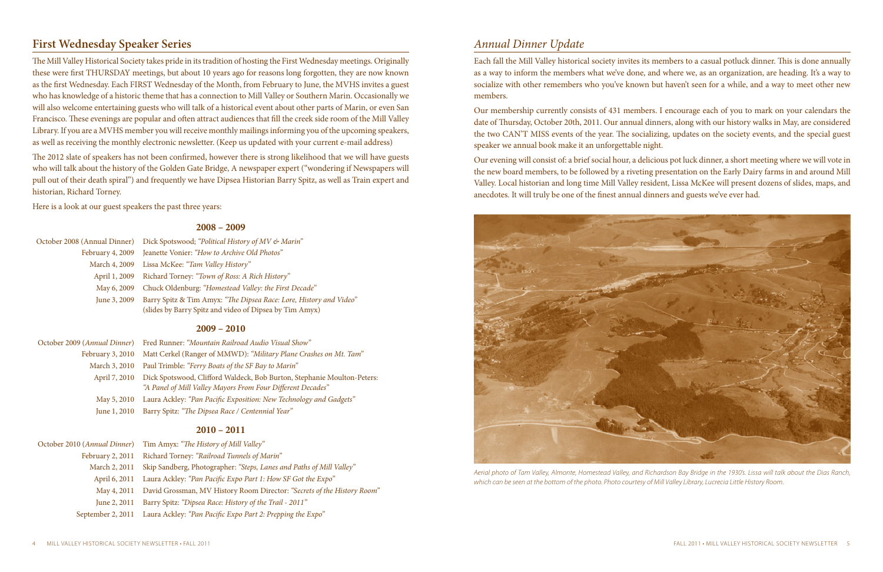## First Wednesday Speaker Series

The Mill Valley Historical Society takes pride in its tradition of hosting the First Wednesday meetings. Originally these were first THURSDAY meetings, but about 10 years ago for reasons long forgotten, they are now known as the first Wednesday. Each FIRST Wednesday of the Month, from February to June, the MVHS invites a guest who has knowledge of a historic theme that has a connection to Mill Valley or Southern Marin. Occasionally we will also welcome entertaining guests who will talk of a historical event about other parts of Marin, or even San Francisco. These evenings are popular and often attract audiences that fill the creek side room of the Mill Valley Library. If you are a MVHS member you will receive monthly mailings informing you of the upcoming speakers, as well as receiving the monthly electronic newsletter. (Keep us updated with your current e-mail address)

The 2012 slate of speakers has not been confirmed, however there is strong likelihood that we will have guests who will talk about the history of the Golden Gate Bridge, A newspaper expert ("wondering if Newspapers will pull out of their death spiral") and frequently we have Dipsea Historian Barry Spitz, as well as Train expert and historian, Richard Torney.

Here is a look at our guest speakers the past three years:

### 2008 – 2009

| | |
|---|---|
| October 2008 (Annual Dinner) | Dick Spotswood; *"Political History of MV & Marin"* |
| February 4, 2009 | Jeanette Vonier: *"How to Archive Old Photos"* |
| March 4, 2009 | Lissa McKee: *"Tam Valley History"* |
| April 1, 2009 | Richard Torney: *"Town of Ross: A Rich History"* |
| May 6, 2009 | Chuck Oldenburg: *"Homestead Valley: the First Decade"* |
| June 3, 2009 | Barry Spitz & Tim Amyx: *"The Dipsea Race: Lore, History and Video"* (slides by Barry Spitz and video of Dipsea by Tim Amyx) |

### 2009 – 2010

| | |
|---|---|
| October 2009 (*Annual Dinner*) | Fred Runner: *"Mountain Railroad Audio Visual Show"* |
| February 3, 2010 | Matt Cerkel (Ranger of MMWD): *"Military Plane Crashes on Mt. Tam"* |
| March 3, 2010 | Paul Trimble: *"Ferry Boats of the SF Bay to Marin"* |
| April 7, 2010 | Dick Spotswood, Clifford Waldeck, Bob Burton, Stephanie Moulton-Peters: *"A Panel of Mill Valley Mayors From Four Different Decades"* |
| May 5, 2010 | Laura Ackley: *"Pan Pacific Exposition: New Technology and Gadgets"* |
| June 1, 2010 | Barry Spitz: *"The Dipsea Race / Centennial Year"* |

### 2010 – 2011

| | |
|---|---|
| October 2010 (*Annual Dinner*) | Tim Amyx: *"The History of Mill Valley"* |
| February 2, 2011 | Richard Torney: *"Railroad Tunnels of Marin"* |
| March 2, 2011 | Skip Sandberg, Photographer: *"Steps, Lanes and Paths of Mill Valley"* |
| April 6, 2011 | Laura Ackley: *"Pan Pacific Expo Part 1: How SF Got the Expo"* |
| May 4, 2011 | David Grossman, MV History Room Director: *"Secrets of the History Room"* |
| June 2, 2011 | Barry Spitz: *"Dipsea Race: History of the Trail - 2011"* |
| September 2, 2011 | Laura Ackley: *"Pan Pacific Expo Part 2: Prepping the Expo"* |

## *Annual Dinner Update*

Each fall the Mill Valley historical society invites its members to a casual potluck dinner. This is done annually as a way to inform the members what we've done, and where we, as an organization, are heading. It's a way to socialize with other remembers who you've known but haven't seen for a while, and a way to meet other new members.

Our membership currently consists of 431 members. I encourage each of you to mark on your calendars the date of Thursday, October 20th, 2011. Our annual dinners, along with our history walks in May, are considered the two CAN'T MISS events of the year. The socializing, updates on the society events, and the special guest speaker we annual book make it an unforgettable night.

Our evening will consist of: a brief social hour, a delicious pot luck dinner, a short meeting where we will vote in the new board members, to be followed by a riveting presentation on the Early Dairy farms in and around Mill Valley. Local historian and long time Mill Valley resident, Lissa McKee will present dozens of slides, maps, and anecdotes. It will truly be one of the finest annual dinners and guests we've ever had.

*Aerial photo of Tam Valley, Almonte, Homestead Valley, and Richardson Bay Bridge in the 1930's. Lissa will talk about the Dias Ranch, which can be seen at the bottom of the photo. Photo courtesy of Mill Valley Library, Lucrecia Little History Room.*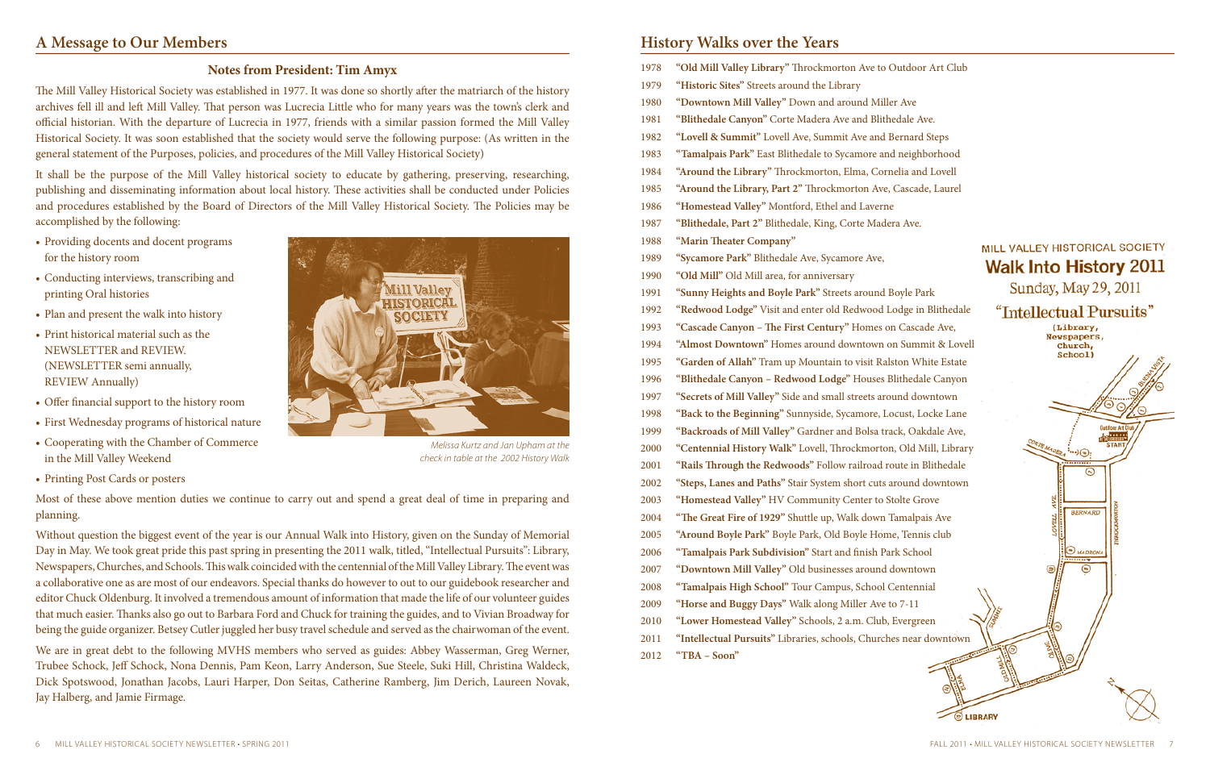## A Message to Our Members

### Notes from President: Tim Amyx

The Mill Valley Historical Society was established in 1977. It was done so shortly after the matriarch of the history archives fell ill and left Mill Valley. That person was Lucrecia Little who for many years was the town's clerk and official historian. With the departure of Lucrecia in 1977, friends with a similar passion formed the Mill Valley Historical Society. It was soon established that the society would serve the following purpose: (As written in the general statement of the Purposes, policies, and procedures of the Mill Valley Historical Society)

It shall be the purpose of the Mill Valley historical society to educate by gathering, preserving, researching, publishing and disseminating information about local history. These activities shall be conducted under Policies and procedures established by the Board of Directors of the Mill Valley Historical Society. The Policies may be accomplished by the following:

- Providing docents and docent programs for the history room
- Conducting interviews, transcribing and printing Oral histories
- Plan and present the walk into history
- Print historical material such as the NEWSLETTER and REVIEW. (NEWSLETTER semi annually, REVIEW Annually)
- Offer financial support to the history room
- First Wednesday programs of historical nature
- Cooperating with the Chamber of Commerce in the Mill Valley Weekend
- Printing Post Cards or posters

*Melissa Kurtz and Jan Upham at the check in table at the 2002 History Walk*

Most of these above mention duties we continue to carry out and spend a great deal of time in preparing and planning.

Without question the biggest event of the year is our Annual Walk into History, given on the Sunday of Memorial Day in May. We took great pride this past spring in presenting the 2011 walk, titled, "Intellectual Pursuits": Library, Newspapers, Churches, and Schools. This walk coincided with the centennial of the Mill Valley Library. The event was a collaborative one as are most of our endeavors. Special thanks do however to out to our guidebook researcher and editor Chuck Oldenburg. It involved a tremendous amount of information that made the life of our volunteer guides that much easier. Thanks also go out to Barbara Ford and Chuck for training the guides, and to Vivian Broadway for being the guide organizer. Betsey Cutler juggled her busy travel schedule and served as the chairwoman of the event.

We are in great debt to the following MVHS members who served as guides: Abbey Wasserman, Greg Werner, Trubee Schock, Jeff Schock, Nona Dennis, Pam Keon, Larry Anderson, Sue Steele, Suki Hill, Christina Waldeck, Dick Spotswood, Jonathan Jacobs, Lauri Harper, Don Seitas, Catherine Ramberg, Jim Derich, Laureen Novak, Jay Halberg, and Jamie Firmage.

## History Walks over the Years

1978 **"Old Mill Valley Library"** Throckmorton Ave to Outdoor Art Club
1979 **"Historic Sites"** Streets around the Library
1980 **"Downtown Mill Valley"** Down and around Miller Ave
1981 **"Blithedale Canyon"** Corte Madera Ave and Blithedale Ave.
1982 **"Lovell & Summit"** Lovell Ave, Summit Ave and Bernard Steps
1983 **"Tamalpais Park"** East Blithedale to Sycamore and neighborhood
1984 **"Around the Library"** Throckmorton, Elma, Cornelia and Lovell
1985 **"Around the Library, Part 2"** Throckmorton Ave, Cascade, Laurel
1986 **"Homestead Valley"** Montford, Ethel and Laverne
1987 **"Blithedale, Part 2"** Blithedale, King, Corte Madera Ave.
1988 **"Marin Theater Company"**
1989 **"Sycamore Park"** Blithedale Ave, Sycamore Ave,
1990 **"Old Mill"** Old Mill area, for anniversary
1991 **"Sunny Heights and Boyle Park"** Streets around Boyle Park
1992 **"Redwood Lodge"** Visit and enter old Redwood Lodge in Blithedale
1993 **"Cascade Canyon – The First Century"** Homes on Cascade Ave,
1994 **"Almost Downtown"** Homes around downtown on Summit & Lovell
1995 **"Garden of Allah"** Tram up Mountain to visit Ralston White Estate
1996 **"Blithedale Canyon – Redwood Lodge"** Houses Blithedale Canyon
1997 **"Secrets of Mill Valley"** Side and small streets around downtown
1998 **"Back to the Beginning"** Sunnyside, Sycamore, Locust, Locke Lane
1999 **"Backroads of Mill Valley"** Gardner and Bolsa track, Oakdale Ave,
2000 **"Centennial History Walk"** Lovell, Throckmorton, Old Mill, Library
2001 **"Rails Through the Redwoods"** Follow railroad route in Blithedale
2002 **"Steps, Lanes and Paths"** Stair System short cuts around downtown
2003 **"Homestead Valley"** HV Community Center to Stolte Grove
2004 **"The Great Fire of 1929"** Shuttle up, Walk down Tamalpais Ave
2005 **"Around Boyle Park"** Boyle Park, Old Boyle Home, Tennis club
2006 **"Tamalpais Park Subdivision"** Start and finish Park School
2007 **"Downtown Mill Valley"** Old businesses around downtown
2008 **"Tamalpais High School"** Tour Campus, School Centennial
2009 **"Horse and Buggy Days"** Walk along Miller Ave to 7-11
2010 **"Lower Homestead Valley"** Schools, 2 a.m. Club, Evergreen
2011 **"Intellectual Pursuits"** Libraries, schools, Churches near downtown
2012 **"TBA – Soon"**

MILL VALLEY HISTORICAL SOCIETY
**Walk Into History 2011**
Sunday, May 29, 2011
"Intellectual Pursuits"
(Library, Newspapers, Church, School)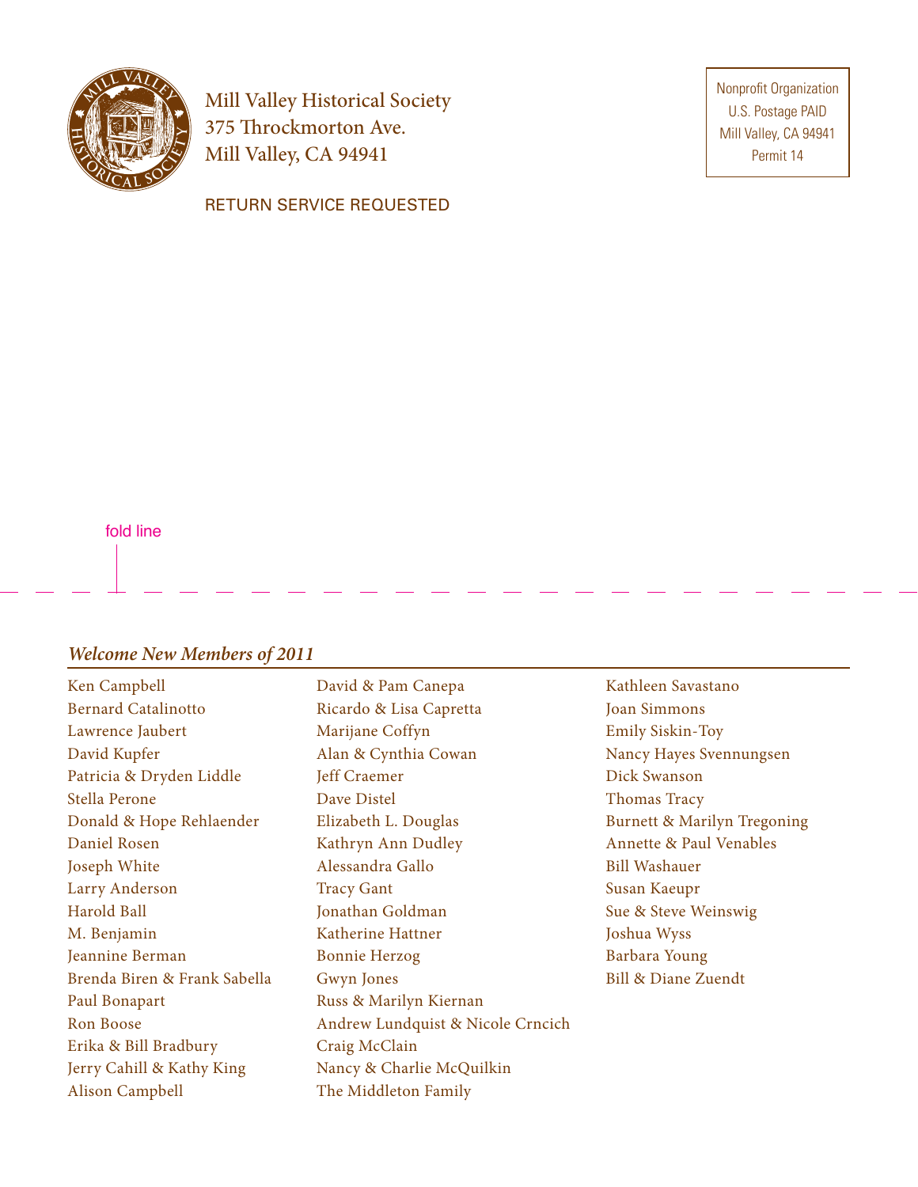Mill Valley Historical Society
375 Throckmorton Ave.
Mill Valley, CA 94941

RETURN SERVICE REQUESTED

Nonprofit Organization
U.S. Postage PAID
Mill Valley, CA 94941
Permit 14

fold line

### *Welcome New Members of 2011*

Ken Campbell
Bernard Catalinotto
Lawrence Jaubert
David Kupfer
Patricia & Dryden Liddle
Stella Perone
Donald & Hope Rehlaender
Daniel Rosen
Joseph White
Larry Anderson
Harold Ball
M. Benjamin
Jeannine Berman
Brenda Biren & Frank Sabella
Paul Bonapart
Ron Boose
Erika & Bill Bradbury
Jerry Cahill & Kathy King
Alison Campbell
David & Pam Canepa
Ricardo & Lisa Capretta
Marijane Coffyn
Alan & Cynthia Cowan
Jeff Craemer
Dave Distel
Elizabeth L. Douglas
Kathryn Ann Dudley
Alessandra Gallo
Tracy Gant
Jonathan Goldman
Katherine Hattner
Bonnie Herzog
Gwyn Jones
Russ & Marilyn Kiernan
Andrew Lundquist & Nicole Crncich
Craig McClain
Nancy & Charlie McQuilkin
The Middleton Family
Kathleen Savastano
Joan Simmons
Emily Siskin-Toy
Nancy Hayes Svennungsen
Dick Swanson
Thomas Tracy
Burnett & Marilyn Tregoning
Annette & Paul Venables
Bill Washauer
Susan Kaeupr
Sue & Steve Weinswig
Joshua Wyss
Barbara Young
Bill & Diane Zuendt